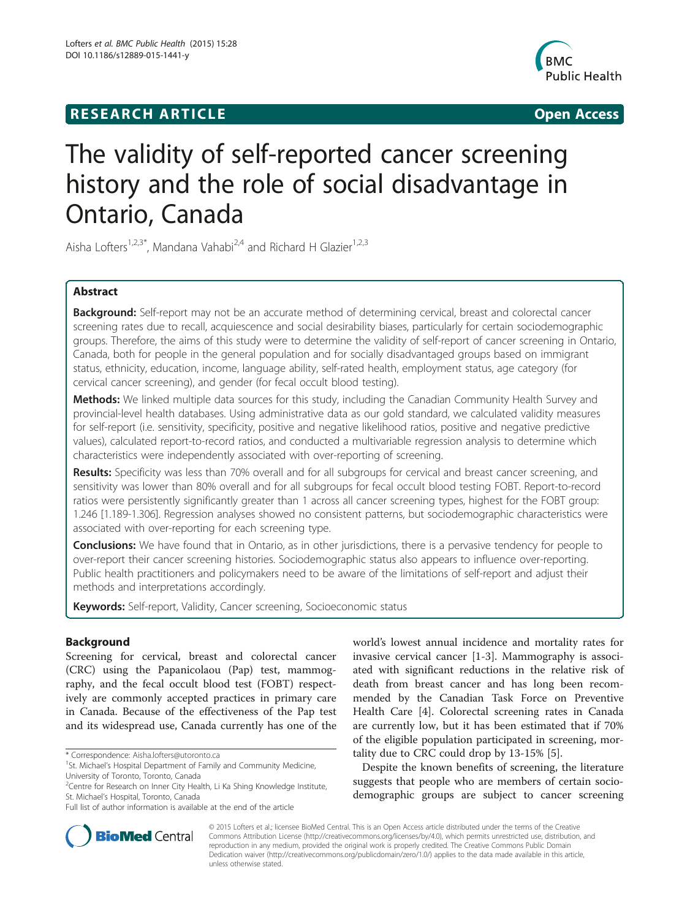**RESEARCH ARTICLE** **Open Access**

# The validity of self-reported cancer screening history and the role of social disadvantage in Ontario, Canada

Aisha Lofters[1,2,3*], Mandana Vahabi[2,4] and Richard H Glazier[1,2,3]

## Abstract

**Background:** Self-report may not be an accurate method of determining cervical, breast and colorectal cancer screening rates due to recall, acquiescence and social desirability biases, particularly for certain sociodemographic groups. Therefore, the aims of this study were to determine the validity of self-report of cancer screening in Ontario, Canada, both for people in the general population and for socially disadvantaged groups based on immigrant status, ethnicity, education, income, language ability, self-rated health, employment status, age category (for cervical cancer screening), and gender (for fecal occult blood testing).

**Methods:** We linked multiple data sources for this study, including the Canadian Community Health Survey and provincial-level health databases. Using administrative data as our gold standard, we calculated validity measures for self-report (i.e. sensitivity, specificity, positive and negative likelihood ratios, positive and negative predictive values), calculated report-to-record ratios, and conducted a multivariable regression analysis to determine which characteristics were independently associated with over-reporting of screening.

**Results:** Specificity was less than 70% overall and for all subgroups for cervical and breast cancer screening, and sensitivity was lower than 80% overall and for all subgroups for fecal occult blood testing FOBT. Report-to-record ratios were persistently significantly greater than 1 across all cancer screening types, highest for the FOBT group: 1.246 [1.189-1.306]. Regression analyses showed no consistent patterns, but sociodemographic characteristics were associated with over-reporting for each screening type.

**Conclusions:** We have found that in Ontario, as in other jurisdictions, there is a pervasive tendency for people to over-report their cancer screening histories. Sociodemographic status also appears to influence over-reporting. Public health practitioners and policymakers need to be aware of the limitations of self-report and adjust their methods and interpretations accordingly.

**Keywords:** Self-report, Validity, Cancer screening, Socioeconomic status

## Background

Screening for cervical, breast and colorectal cancer (CRC) using the Papanicolaou (Pap) test, mammography, and the fecal occult blood test (FOBT) respectively are commonly accepted practices in primary care in Canada. Because of the effectiveness of the Pap test and its widespread use, Canada currently has one of the world's lowest annual incidence and mortality rates for invasive cervical cancer [1-3]. Mammography is associated with significant reductions in the relative risk of death from breast cancer and has long been recommended by the Canadian Task Force on Preventive Health Care [4]. Colorectal screening rates in Canada are currently low, but it has been estimated that if 70% of the eligible population participated in screening, mortality due to CRC could drop by 13-15% [5].

Despite the known benefits of screening, the literature suggests that people who are members of certain sociodemographic groups are subject to cancer screening

\* Correspondence: Aisha.lofters@utoronto.ca
[1]St. Michael's Hospital Department of Family and Community Medicine, University of Toronto, Toronto, Canada
[2]Centre for Research on Inner City Health, Li Ka Shing Knowledge Institute, St. Michael's Hospital, Toronto, Canada
Full list of author information is available at the end of the article

© 2015 Lofters et al.; licensee BioMed Central. This is an Open Access article distributed under the terms of the Creative Commons Attribution License (http://creativecommons.org/licenses/by/4.0), which permits unrestricted use, distribution, and reproduction in any medium, provided the original work is properly credited. The Creative Commons Public Domain Dedication waiver (http://creativecommons.org/publicdomain/zero/1.0/) applies to the data made available in this article, unless otherwise stated.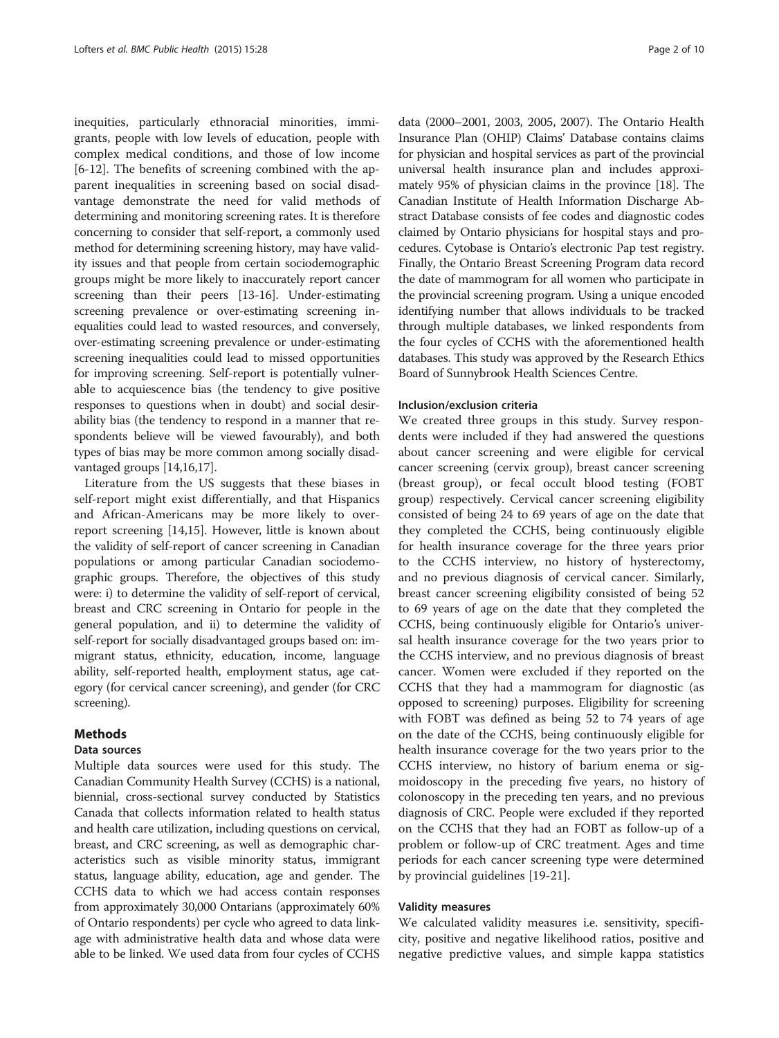inequities, particularly ethnoracial minorities, immigrants, people with low levels of education, people with complex medical conditions, and those of low income [6-12]. The benefits of screening combined with the apparent inequalities in screening based on social disadvantage demonstrate the need for valid methods of determining and monitoring screening rates. It is therefore concerning to consider that self-report, a commonly used method for determining screening history, may have validity issues and that people from certain sociodemographic groups might be more likely to inaccurately report cancer screening than their peers [13-16]. Under-estimating screening prevalence or over-estimating screening inequalities could lead to wasted resources, and conversely, over-estimating screening prevalence or under-estimating screening inequalities could lead to missed opportunities for improving screening. Self-report is potentially vulnerable to acquiescence bias (the tendency to give positive responses to questions when in doubt) and social desirability bias (the tendency to respond in a manner that respondents believe will be viewed favourably), and both types of bias may be more common among socially disadvantaged groups [14,16,17].

Literature from the US suggests that these biases in self-report might exist differentially, and that Hispanics and African-Americans may be more likely to over-report screening [14,15]. However, little is known about the validity of self-report of cancer screening in Canadian populations or among particular Canadian sociodemographic groups. Therefore, the objectives of this study were: i) to determine the validity of self-report of cervical, breast and CRC screening in Ontario for people in the general population, and ii) to determine the validity of self-report for socially disadvantaged groups based on: immigrant status, ethnicity, education, income, language ability, self-reported health, employment status, age category (for cervical cancer screening), and gender (for CRC screening).

## Methods

### Data sources

Multiple data sources were used for this study. The Canadian Community Health Survey (CCHS) is a national, biennial, cross-sectional survey conducted by Statistics Canada that collects information related to health status and health care utilization, including questions on cervical, breast, and CRC screening, as well as demographic characteristics such as visible minority status, immigrant status, language ability, education, age and gender. The CCHS data to which we had access contain responses from approximately 30,000 Ontarians (approximately 60% of Ontario respondents) per cycle who agreed to data linkage with administrative health data and whose data were able to be linked. We used data from four cycles of CCHS data (2000–2001, 2003, 2005, 2007). The Ontario Health Insurance Plan (OHIP) Claims' Database contains claims for physician and hospital services as part of the provincial universal health insurance plan and includes approximately 95% of physician claims in the province [18]. The Canadian Institute of Health Information Discharge Abstract Database consists of fee codes and diagnostic codes claimed by Ontario physicians for hospital stays and procedures. Cytobase is Ontario's electronic Pap test registry. Finally, the Ontario Breast Screening Program data record the date of mammogram for all women who participate in the provincial screening program. Using a unique encoded identifying number that allows individuals to be tracked through multiple databases, we linked respondents from the four cycles of CCHS with the aforementioned health databases. This study was approved by the Research Ethics Board of Sunnybrook Health Sciences Centre.

### Inclusion/exclusion criteria

We created three groups in this study. Survey respondents were included if they had answered the questions about cancer screening and were eligible for cervical cancer screening (cervix group), breast cancer screening (breast group), or fecal occult blood testing (FOBT group) respectively. Cervical cancer screening eligibility consisted of being 24 to 69 years of age on the date that they completed the CCHS, being continuously eligible for health insurance coverage for the three years prior to the CCHS interview, no history of hysterectomy, and no previous diagnosis of cervical cancer. Similarly, breast cancer screening eligibility consisted of being 52 to 69 years of age on the date that they completed the CCHS, being continuously eligible for Ontario's universal health insurance coverage for the two years prior to the CCHS interview, and no previous diagnosis of breast cancer. Women were excluded if they reported on the CCHS that they had a mammogram for diagnostic (as opposed to screening) purposes. Eligibility for screening with FOBT was defined as being 52 to 74 years of age on the date of the CCHS, being continuously eligible for health insurance coverage for the two years prior to the CCHS interview, no history of barium enema or sigmoidoscopy in the preceding five years, no history of colonoscopy in the preceding ten years, and no previous diagnosis of CRC. People were excluded if they reported on the CCHS that they had an FOBT as follow-up of a problem or follow-up of CRC treatment. Ages and time periods for each cancer screening type were determined by provincial guidelines [19-21].

### Validity measures

We calculated validity measures i.e. sensitivity, specificity, positive and negative likelihood ratios, positive and negative predictive values, and simple kappa statistics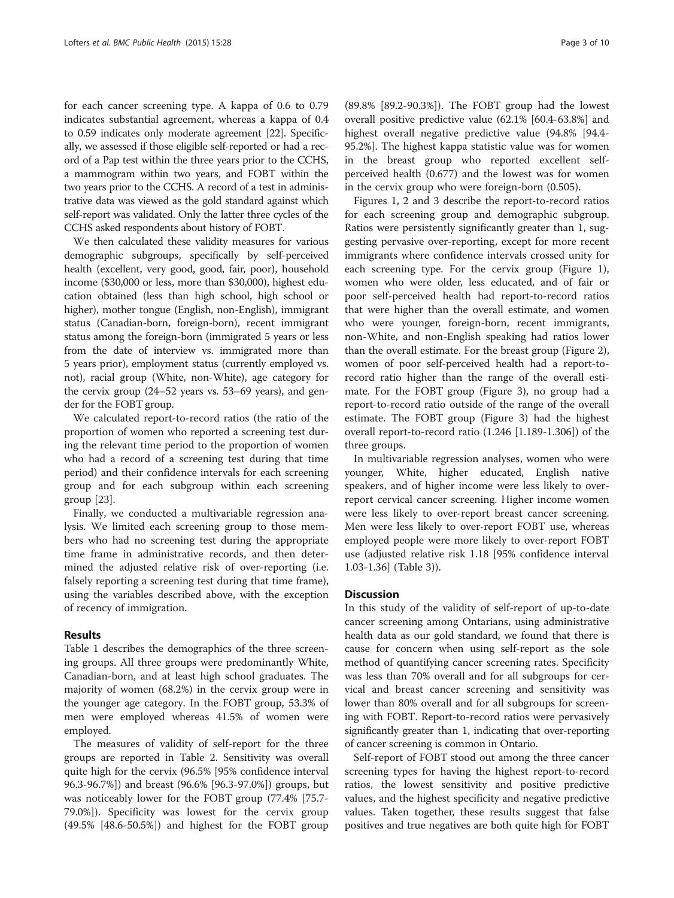for each cancer screening type. A kappa of 0.6 to 0.79 indicates substantial agreement, whereas a kappa of 0.4 to 0.59 indicates only moderate agreement [22]. Specifically, we assessed if those eligible self-reported or had a record of a Pap test within the three years prior to the CCHS, a mammogram within two years, and FOBT within the two years prior to the CCHS. A record of a test in administrative data was viewed as the gold standard against which self-report was validated. Only the latter three cycles of the CCHS asked respondents about history of FOBT.

We then calculated these validity measures for various demographic subgroups, specifically by self-perceived health (excellent, very good, good, fair, poor), household income ($30,000 or less, more than $30,000), highest education obtained (less than high school, high school or higher), mother tongue (English, non-English), immigrant status (Canadian-born, foreign-born), recent immigrant status among the foreign-born (immigrated 5 years or less from the date of interview vs. immigrated more than 5 years prior), employment status (currently employed vs. not), racial group (White, non-White), age category for the cervix group (24–52 years vs. 53–69 years), and gender for the FOBT group.

We calculated report-to-record ratios (the ratio of the proportion of women who reported a screening test during the relevant time period to the proportion of women who had a record of a screening test during that time period) and their confidence intervals for each screening group and for each subgroup within each screening group [23].

Finally, we conducted a multivariable regression analysis. We limited each screening group to those members who had no screening test during the appropriate time frame in administrative records, and then determined the adjusted relative risk of over-reporting (i.e. falsely reporting a screening test during that time frame), using the variables described above, with the exception of recency of immigration.

## Results

Table 1 describes the demographics of the three screening groups. All three groups were predominantly White, Canadian-born, and at least high school graduates. The majority of women (68.2%) in the cervix group were in the younger age category. In the FOBT group, 53.3% of men were employed whereas 41.5% of women were employed.

The measures of validity of self-report for the three groups are reported in Table 2. Sensitivity was overall quite high for the cervix (96.5% [95% confidence interval 96.3-96.7%]) and breast (96.6% [96.3-97.0%]) groups, but was noticeably lower for the FOBT group (77.4% [75.7-79.0%]). Specificity was lowest for the cervix group (49.5% [48.6-50.5%]) and highest for the FOBT group (89.8% [89.2-90.3%]). The FOBT group had the lowest overall positive predictive value (62.1% [60.4-63.8%] and highest overall negative predictive value (94.8% [94.4-95.2%]. The highest kappa statistic value was for women in the breast group who reported excellent self-perceived health (0.677) and the lowest was for women in the cervix group who were foreign-born (0.505).

Figures 1, 2 and 3 describe the report-to-record ratios for each screening group and demographic subgroup. Ratios were persistently significantly greater than 1, suggesting pervasive over-reporting, except for more recent immigrants where confidence intervals crossed unity for each screening type. For the cervix group (Figure 1), women who were older, less educated, and of fair or poor self-perceived health had report-to-record ratios that were higher than the overall estimate, and women who were younger, foreign-born, recent immigrants, non-White, and non-English speaking had ratios lower than the overall estimate. For the breast group (Figure 2), women of poor self-perceived health had a report-to-record ratio higher than the range of the overall estimate. For the FOBT group (Figure 3), no group had a report-to-record ratio outside of the range of the overall estimate. The FOBT group (Figure 3) had the highest overall report-to-record ratio (1.246 [1.189-1.306]) of the three groups.

In multivariable regression analyses, women who were younger, White, higher educated, English native speakers, and of higher income were less likely to over-report cervical cancer screening. Higher income women were less likely to over-report breast cancer screening. Men were less likely to over-report FOBT use, whereas employed people were more likely to over-report FOBT use (adjusted relative risk 1.18 [95% confidence interval 1.03-1.36] (Table 3)).

## Discussion

In this study of the validity of self-report of up-to-date cancer screening among Ontarians, using administrative health data as our gold standard, we found that there is cause for concern when using self-report as the sole method of quantifying cancer screening rates. Specificity was less than 70% overall and for all subgroups for cervical and breast cancer screening and sensitivity was lower than 80% overall and for all subgroups for screening with FOBT. Report-to-record ratios were pervasively significantly greater than 1, indicating that over-reporting of cancer screening is common in Ontario.

Self-report of FOBT stood out among the three cancer screening types for having the highest report-to-record ratios, the lowest sensitivity and positive predictive values, and the highest specificity and negative predictive values. Taken together, these results suggest that false positives and true negatives are both quite high for FOBT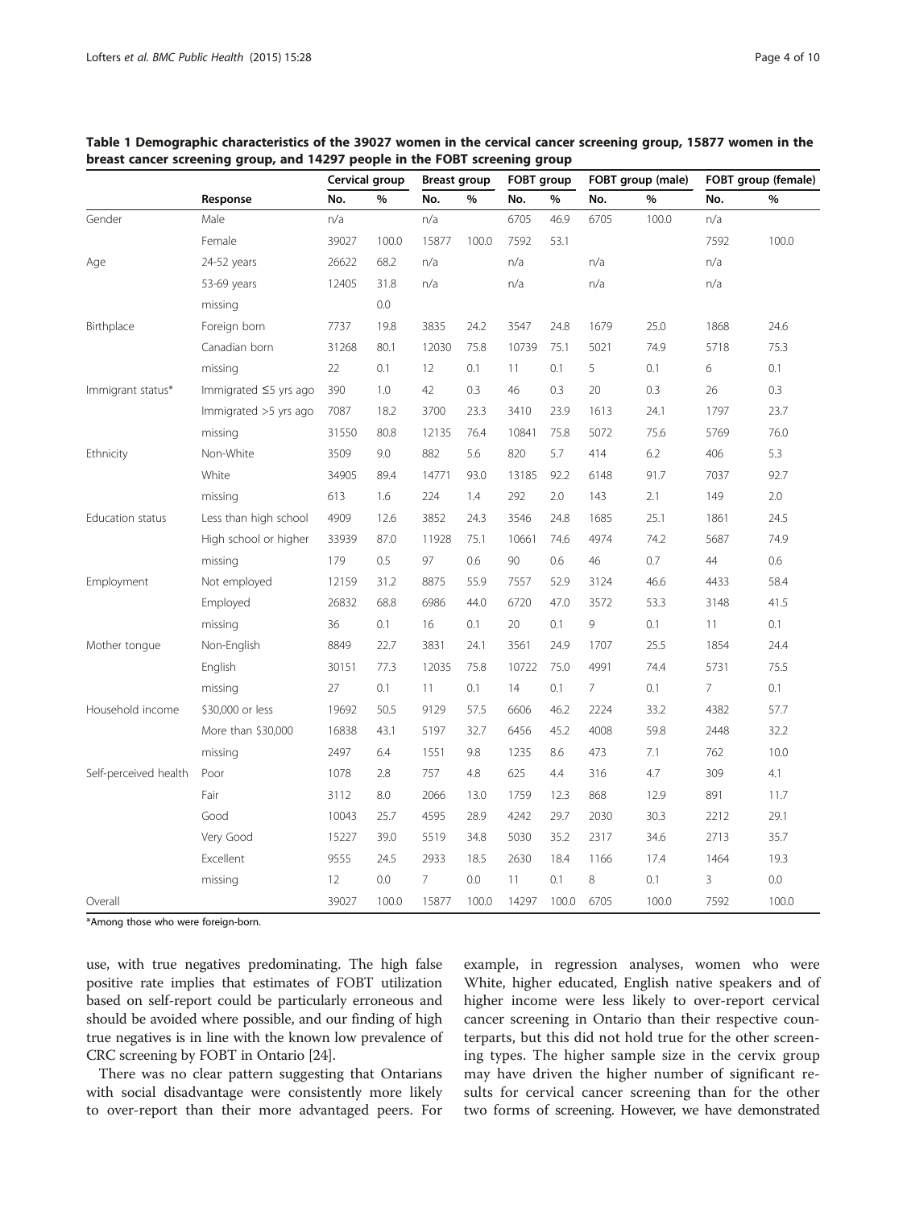**Table 1 Demographic characteristics of the 39027 women in the cervical cancer screening group, 15877 women in the breast cancer screening group, and 14297 people in the FOBT screening group**

| | | Cervical group | | Breast group | | FOBT group | | FOBT group (male) | | FOBT group (female) | |
|---|---|---|---|---|---|---|---|---|---|---|---|
| | Response | No. | % | No. | % | No. | % | No. | % | No. | % |
| Gender | Male | n/a | | n/a | | 6705 | 46.9 | 6705 | 100.0 | n/a | |
| | Female | 39027 | 100.0 | 15877 | 100.0 | 7592 | 53.1 | | | 7592 | 100.0 |
| Age | 24-52 years | 26622 | 68.2 | n/a | | n/a | | n/a | | n/a | |
| | 53-69 years | 12405 | 31.8 | n/a | | n/a | | n/a | | n/a | |
| | missing | | 0.0 | | | | | | | | |
| Birthplace | Foreign born | 7737 | 19.8 | 3835 | 24.2 | 3547 | 24.8 | 1679 | 25.0 | 1868 | 24.6 |
| | Canadian born | 31268 | 80.1 | 12030 | 75.8 | 10739 | 75.1 | 5021 | 74.9 | 5718 | 75.3 |
| | missing | 22 | 0.1 | 12 | 0.1 | 11 | 0.1 | 5 | 0.1 | 6 | 0.1 |
| Immigrant status* | Immigrated ≤5 yrs ago | 390 | 1.0 | 42 | 0.3 | 46 | 0.3 | 20 | 0.3 | 26 | 0.3 |
| | Immigrated >5 yrs ago | 7087 | 18.2 | 3700 | 23.3 | 3410 | 23.9 | 1613 | 24.1 | 1797 | 23.7 |
| | missing | 31550 | 80.8 | 12135 | 76.4 | 10841 | 75.8 | 5072 | 75.6 | 5769 | 76.0 |
| Ethnicity | Non-White | 3509 | 9.0 | 882 | 5.6 | 820 | 5.7 | 414 | 6.2 | 406 | 5.3 |
| | White | 34905 | 89.4 | 14771 | 93.0 | 13185 | 92.2 | 6148 | 91.7 | 7037 | 92.7 |
| | missing | 613 | 1.6 | 224 | 1.4 | 292 | 2.0 | 143 | 2.1 | 149 | 2.0 |
| Education status | Less than high school | 4909 | 12.6 | 3852 | 24.3 | 3546 | 24.8 | 1685 | 25.1 | 1861 | 24.5 |
| | High school or higher | 33939 | 87.0 | 11928 | 75.1 | 10661 | 74.6 | 4974 | 74.2 | 5687 | 74.9 |
| | missing | 179 | 0.5 | 97 | 0.6 | 90 | 0.6 | 46 | 0.7 | 44 | 0.6 |
| Employment | Not employed | 12159 | 31.2 | 8875 | 55.9 | 7557 | 52.9 | 3124 | 46.6 | 4433 | 58.4 |
| | Employed | 26832 | 68.8 | 6986 | 44.0 | 6720 | 47.0 | 3572 | 53.3 | 3148 | 41.5 |
| | missing | 36 | 0.1 | 16 | 0.1 | 20 | 0.1 | 9 | 0.1 | 11 | 0.1 |
| Mother tongue | Non-English | 8849 | 22.7 | 3831 | 24.1 | 3561 | 24.9 | 1707 | 25.5 | 1854 | 24.4 |
| | English | 30151 | 77.3 | 12035 | 75.8 | 10722 | 75.0 | 4991 | 74.4 | 5731 | 75.5 |
| | missing | 27 | 0.1 | 11 | 0.1 | 14 | 0.1 | 7 | 0.1 | 7 | 0.1 |
| Household income | $30,000 or less | 19692 | 50.5 | 9129 | 57.5 | 6606 | 46.2 | 2224 | 33.2 | 4382 | 57.7 |
| | More than $30,000 | 16838 | 43.1 | 5197 | 32.7 | 6456 | 45.2 | 4008 | 59.8 | 2448 | 32.2 |
| | missing | 2497 | 6.4 | 1551 | 9.8 | 1235 | 8.6 | 473 | 7.1 | 762 | 10.0 |
| Self-perceived health | Poor | 1078 | 2.8 | 757 | 4.8 | 625 | 4.4 | 316 | 4.7 | 309 | 4.1 |
| | Fair | 3112 | 8.0 | 2066 | 13.0 | 1759 | 12.3 | 868 | 12.9 | 891 | 11.7 |
| | Good | 10043 | 25.7 | 4595 | 28.9 | 4242 | 29.7 | 2030 | 30.3 | 2212 | 29.1 |
| | Very Good | 15227 | 39.0 | 5519 | 34.8 | 5030 | 35.2 | 2317 | 34.6 | 2713 | 35.7 |
| | Excellent | 9555 | 24.5 | 2933 | 18.5 | 2630 | 18.4 | 1166 | 17.4 | 1464 | 19.3 |
| | missing | 12 | 0.0 | 7 | 0.0 | 11 | 0.1 | 8 | 0.1 | 3 | 0.0 |
| Overall | | 39027 | 100.0 | 15877 | 100.0 | 14297 | 100.0 | 6705 | 100.0 | 7592 | 100.0 |

*Among those who were foreign-born.

use, with true negatives predominating. The high false positive rate implies that estimates of FOBT utilization based on self-report could be particularly erroneous and should be avoided where possible, and our finding of high true negatives is in line with the known low prevalence of CRC screening by FOBT in Ontario [24].

There was no clear pattern suggesting that Ontarians with social disadvantage were consistently more likely to over-report than their more advantaged peers. For example, in regression analyses, women who were White, higher educated, English native speakers and of higher income were less likely to over-report cervical cancer screening in Ontario than their respective counterparts, but this did not hold true for the other screening types. The higher sample size in the cervix group may have driven the higher number of significant results for cervical cancer screening than for the other two forms of screening. However, we have demonstrated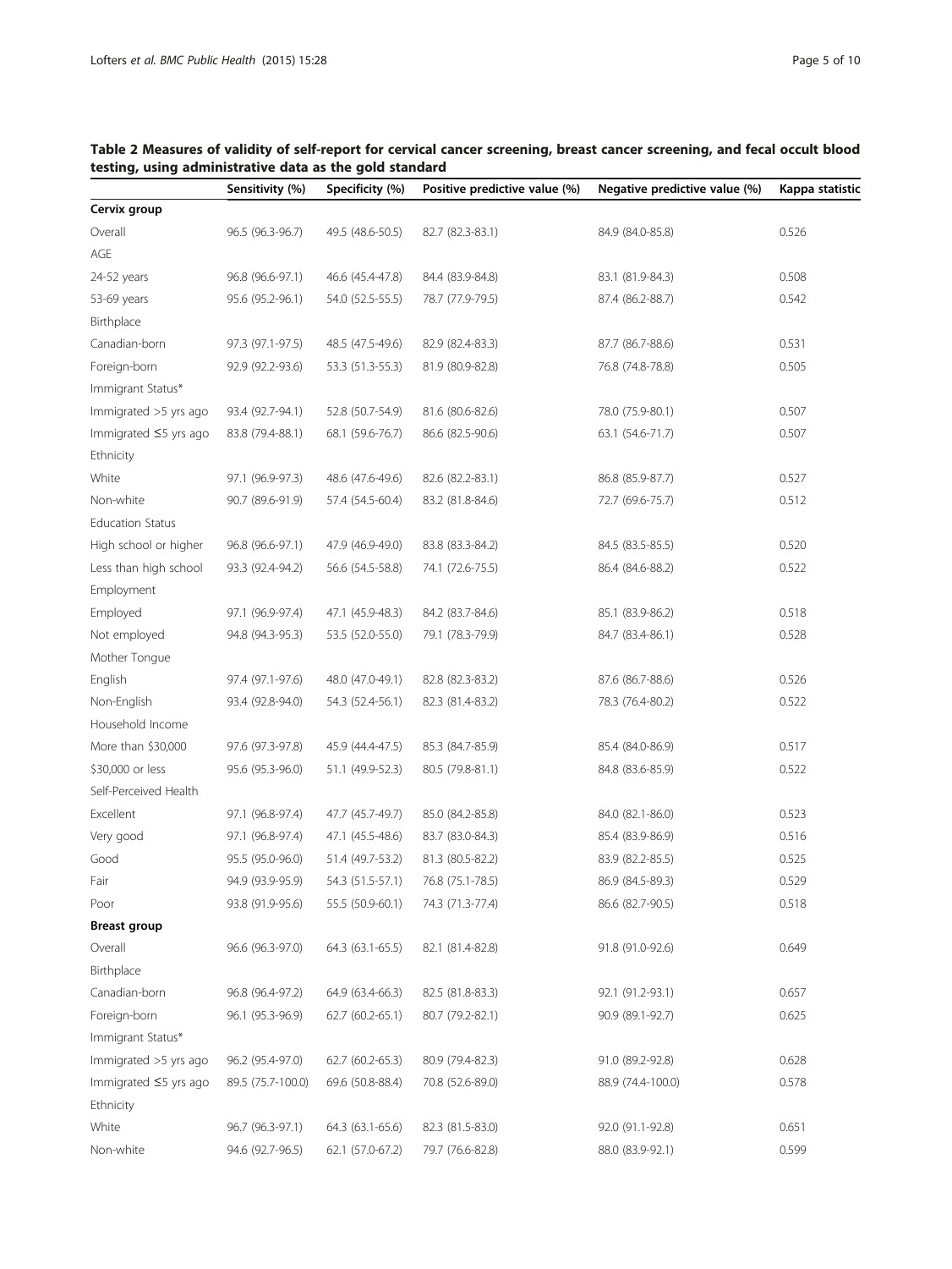**Table 2 Measures of validity of self-report for cervical cancer screening, breast cancer screening, and fecal occult blood testing, using administrative data as the gold standard**

| | Sensitivity (%) | Specificity (%) | Positive predictive value (%) | Negative predictive value (%) | Kappa statistic |
|---|---|---|---|---|---|
| **Cervix group** | | | | | |
| Overall | 96.5 (96.3-96.7) | 49.5 (48.6-50.5) | 82.7 (82.3-83.1) | 84.9 (84.0-85.8) | 0.526 |
| AGE | | | | | |
| 24-52 years | 96.8 (96.6-97.1) | 46.6 (45.4-47.8) | 84.4 (83.9-84.8) | 83.1 (81.9-84.3) | 0.508 |
| 53-69 years | 95.6 (95.2-96.1) | 54.0 (52.5-55.5) | 78.7 (77.9-79.5) | 87.4 (86.2-88.7) | 0.542 |
| Birthplace | | | | | |
| Canadian-born | 97.3 (97.1-97.5) | 48.5 (47.5-49.6) | 82.9 (82.4-83.3) | 87.7 (86.7-88.6) | 0.531 |
| Foreign-born | 92.9 (92.2-93.6) | 53.3 (51.3-55.3) | 81.9 (80.9-82.8) | 76.8 (74.8-78.8) | 0.505 |
| Immigrant Status* | | | | | |
| Immigrated >5 yrs ago | 93.4 (92.7-94.1) | 52.8 (50.7-54.9) | 81.6 (80.6-82.6) | 78.0 (75.9-80.1) | 0.507 |
| Immigrated ≤5 yrs ago | 83.8 (79.4-88.1) | 68.1 (59.6-76.7) | 86.6 (82.5-90.6) | 63.1 (54.6-71.7) | 0.507 |
| Ethnicity | | | | | |
| White | 97.1 (96.9-97.3) | 48.6 (47.6-49.6) | 82.6 (82.2-83.1) | 86.8 (85.9-87.7) | 0.527 |
| Non-white | 90.7 (89.6-91.9) | 57.4 (54.5-60.4) | 83.2 (81.8-84.6) | 72.7 (69.6-75.7) | 0.512 |
| Education Status | | | | | |
| High school or higher | 96.8 (96.6-97.1) | 47.9 (46.9-49.0) | 83.8 (83.3-84.2) | 84.5 (83.5-85.5) | 0.520 |
| Less than high school | 93.3 (92.4-94.2) | 56.6 (54.5-58.8) | 74.1 (72.6-75.5) | 86.4 (84.6-88.2) | 0.522 |
| Employment | | | | | |
| Employed | 97.1 (96.9-97.4) | 47.1 (45.9-48.3) | 84.2 (83.7-84.6) | 85.1 (83.9-86.2) | 0.518 |
| Not employed | 94.8 (94.3-95.3) | 53.5 (52.0-55.0) | 79.1 (78.3-79.9) | 84.7 (83.4-86.1) | 0.528 |
| Mother Tongue | | | | | |
| English | 97.4 (97.1-97.6) | 48.0 (47.0-49.1) | 82.8 (82.3-83.2) | 87.6 (86.7-88.6) | 0.526 |
| Non-English | 93.4 (92.8-94.0) | 54.3 (52.4-56.1) | 82.3 (81.4-83.2) | 78.3 (76.4-80.2) | 0.522 |
| Household Income | | | | | |
| More than $30,000 | 97.6 (97.3-97.8) | 45.9 (44.4-47.5) | 85.3 (84.7-85.9) | 85.4 (84.0-86.9) | 0.517 |
| $30,000 or less | 95.6 (95.3-96.0) | 51.1 (49.9-52.3) | 80.5 (79.8-81.1) | 84.8 (83.6-85.9) | 0.522 |
| Self-Perceived Health | | | | | |
| Excellent | 97.1 (96.8-97.4) | 47.7 (45.7-49.7) | 85.0 (84.2-85.8) | 84.0 (82.1-86.0) | 0.523 |
| Very good | 97.1 (96.8-97.4) | 47.1 (45.5-48.6) | 83.7 (83.0-84.3) | 85.4 (83.9-86.9) | 0.516 |
| Good | 95.5 (95.0-96.0) | 51.4 (49.7-53.2) | 81.3 (80.5-82.2) | 83.9 (82.2-85.5) | 0.525 |
| Fair | 94.9 (93.9-95.9) | 54.3 (51.5-57.1) | 76.8 (75.1-78.5) | 86.9 (84.5-89.3) | 0.529 |
| Poor | 93.8 (91.9-95.6) | 55.5 (50.9-60.1) | 74.3 (71.3-77.4) | 86.6 (82.7-90.5) | 0.518 |
| **Breast group** | | | | | |
| Overall | 96.6 (96.3-97.0) | 64.3 (63.1-65.5) | 82.1 (81.4-82.8) | 91.8 (91.0-92.6) | 0.649 |
| Birthplace | | | | | |
| Canadian-born | 96.8 (96.4-97.2) | 64.9 (63.4-66.3) | 82.5 (81.8-83.3) | 92.1 (91.2-93.1) | 0.657 |
| Foreign-born | 96.1 (95.3-96.9) | 62.7 (60.2-65.1) | 80.7 (79.2-82.1) | 90.9 (89.1-92.7) | 0.625 |
| Immigrant Status* | | | | | |
| Immigrated >5 yrs ago | 96.2 (95.4-97.0) | 62.7 (60.2-65.3) | 80.9 (79.4-82.3) | 91.0 (89.2-92.8) | 0.628 |
| Immigrated ≤5 yrs ago | 89.5 (75.7-100.0) | 69.6 (50.8-88.4) | 70.8 (52.6-89.0) | 88.9 (74.4-100.0) | 0.578 |
| Ethnicity | | | | | |
| White | 96.7 (96.3-97.1) | 64.3 (63.1-65.6) | 82.3 (81.5-83.0) | 92.0 (91.1-92.8) | 0.651 |
| Non-white | 94.6 (92.7-96.5) | 62.1 (57.0-67.2) | 79.7 (76.6-82.8) | 88.0 (83.9-92.1) | 0.599 |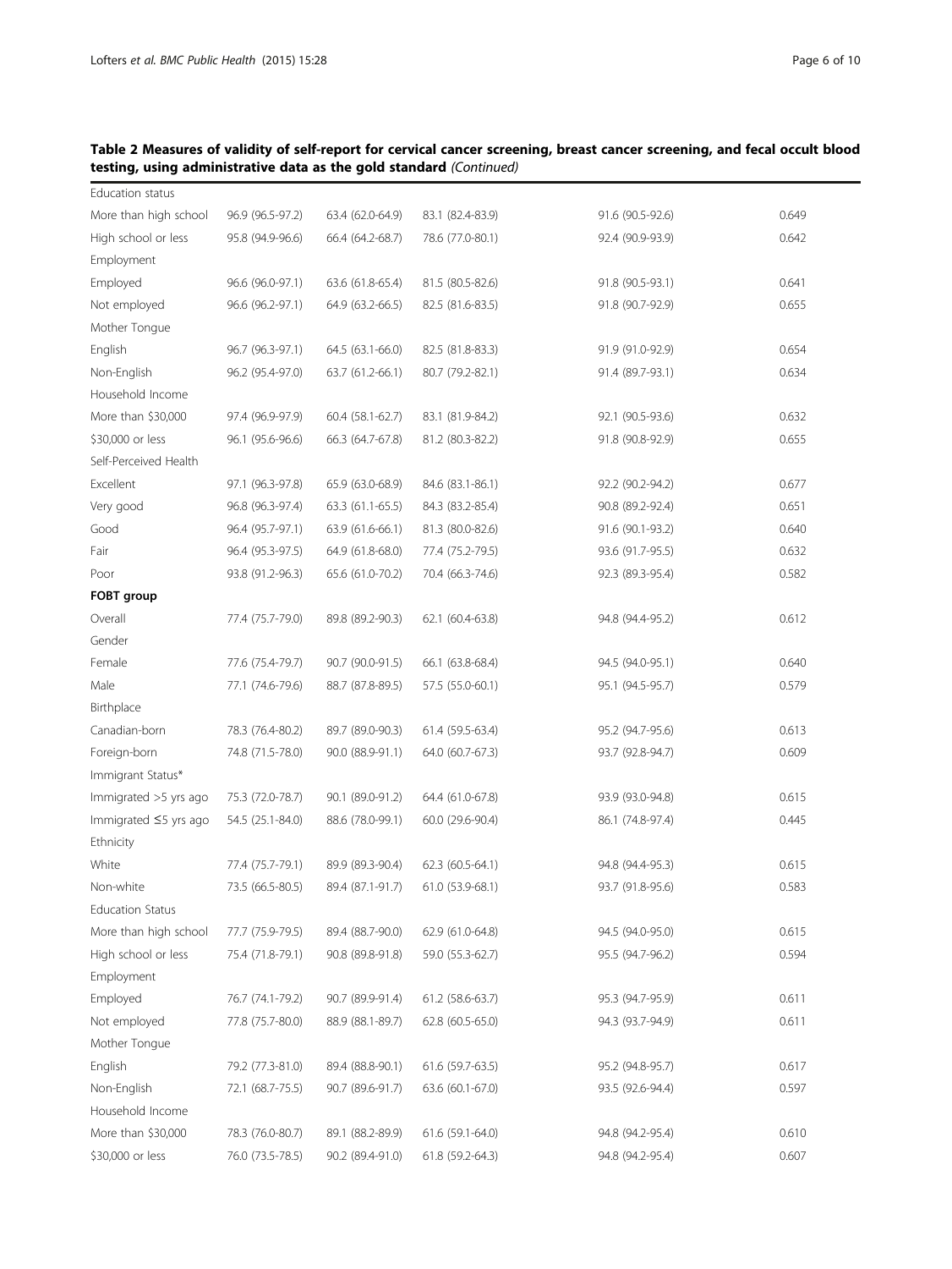**Table 2 Measures of validity of self-report for cervical cancer screening, breast cancer screening, and fecal occult blood testing, using administrative data as the gold standard** *(Continued)*

| | | | | | |
|---|---|---|---|---|---|
| Education status | | | | | |
| More than high school | 96.9 (96.5-97.2) | 63.4 (62.0-64.9) | 83.1 (82.4-83.9) | 91.6 (90.5-92.6) | 0.649 |
| High school or less | 95.8 (94.9-96.6) | 66.4 (64.2-68.7) | 78.6 (77.0-80.1) | 92.4 (90.9-93.9) | 0.642 |
| Employment | | | | | |
| Employed | 96.6 (96.0-97.1) | 63.6 (61.8-65.4) | 81.5 (80.5-82.6) | 91.8 (90.5-93.1) | 0.641 |
| Not employed | 96.6 (96.2-97.1) | 64.9 (63.2-66.5) | 82.5 (81.6-83.5) | 91.8 (90.7-92.9) | 0.655 |
| Mother Tongue | | | | | |
| English | 96.7 (96.3-97.1) | 64.5 (63.1-66.0) | 82.5 (81.8-83.3) | 91.9 (91.0-92.9) | 0.654 |
| Non-English | 96.2 (95.4-97.0) | 63.7 (61.2-66.1) | 80.7 (79.2-82.1) | 91.4 (89.7-93.1) | 0.634 |
| Household Income | | | | | |
| More than $30,000 | 97.4 (96.9-97.9) | 60.4 (58.1-62.7) | 83.1 (81.9-84.2) | 92.1 (90.5-93.6) | 0.632 |
| $30,000 or less | 96.1 (95.6-96.6) | 66.3 (64.7-67.8) | 81.2 (80.3-82.2) | 91.8 (90.8-92.9) | 0.655 |
| Self-Perceived Health | | | | | |
| Excellent | 97.1 (96.3-97.8) | 65.9 (63.0-68.9) | 84.6 (83.1-86.1) | 92.2 (90.2-94.2) | 0.677 |
| Very good | 96.8 (96.3-97.4) | 63.3 (61.1-65.5) | 84.3 (83.2-85.4) | 90.8 (89.2-92.4) | 0.651 |
| Good | 96.4 (95.7-97.1) | 63.9 (61.6-66.1) | 81.3 (80.0-82.6) | 91.6 (90.1-93.2) | 0.640 |
| Fair | 96.4 (95.3-97.5) | 64.9 (61.8-68.0) | 77.4 (75.2-79.5) | 93.6 (91.7-95.5) | 0.632 |
| Poor | 93.8 (91.2-96.3) | 65.6 (61.0-70.2) | 70.4 (66.3-74.6) | 92.3 (89.3-95.4) | 0.582 |
| **FOBT group** | | | | | |
| Overall | 77.4 (75.7-79.0) | 89.8 (89.2-90.3) | 62.1 (60.4-63.8) | 94.8 (94.4-95.2) | 0.612 |
| Gender | | | | | |
| Female | 77.6 (75.4-79.7) | 90.7 (90.0-91.5) | 66.1 (63.8-68.4) | 94.5 (94.0-95.1) | 0.640 |
| Male | 77.1 (74.6-79.6) | 88.7 (87.8-89.5) | 57.5 (55.0-60.1) | 95.1 (94.5-95.7) | 0.579 |
| Birthplace | | | | | |
| Canadian-born | 78.3 (76.4-80.2) | 89.7 (89.0-90.3) | 61.4 (59.5-63.4) | 95.2 (94.7-95.6) | 0.613 |
| Foreign-born | 74.8 (71.5-78.0) | 90.0 (88.9-91.1) | 64.0 (60.7-67.3) | 93.7 (92.8-94.7) | 0.609 |
| Immigrant Status* | | | | | |
| Immigrated >5 yrs ago | 75.3 (72.0-78.7) | 90.1 (89.0-91.2) | 64.4 (61.0-67.8) | 93.9 (93.0-94.8) | 0.615 |
| Immigrated ≤5 yrs ago | 54.5 (25.1-84.0) | 88.6 (78.0-99.1) | 60.0 (29.6-90.4) | 86.1 (74.8-97.4) | 0.445 |
| Ethnicity | | | | | |
| White | 77.4 (75.7-79.1) | 89.9 (89.3-90.4) | 62.3 (60.5-64.1) | 94.8 (94.4-95.3) | 0.615 |
| Non-white | 73.5 (66.5-80.5) | 89.4 (87.1-91.7) | 61.0 (53.9-68.1) | 93.7 (91.8-95.6) | 0.583 |
| Education Status | | | | | |
| More than high school | 77.7 (75.9-79.5) | 89.4 (88.7-90.0) | 62.9 (61.0-64.8) | 94.5 (94.0-95.0) | 0.615 |
| High school or less | 75.4 (71.8-79.1) | 90.8 (89.8-91.8) | 59.0 (55.3-62.7) | 95.5 (94.7-96.2) | 0.594 |
| Employment | | | | | |
| Employed | 76.7 (74.1-79.2) | 90.7 (89.9-91.4) | 61.2 (58.6-63.7) | 95.3 (94.7-95.9) | 0.611 |
| Not employed | 77.8 (75.7-80.0) | 88.9 (88.1-89.7) | 62.8 (60.5-65.0) | 94.3 (93.7-94.9) | 0.611 |
| Mother Tongue | | | | | |
| English | 79.2 (77.3-81.0) | 89.4 (88.8-90.1) | 61.6 (59.7-63.5) | 95.2 (94.8-95.7) | 0.617 |
| Non-English | 72.1 (68.7-75.5) | 90.7 (89.6-91.7) | 63.6 (60.1-67.0) | 93.5 (92.6-94.4) | 0.597 |
| Household Income | | | | | |
| More than $30,000 | 78.3 (76.0-80.7) | 89.1 (88.2-89.9) | 61.6 (59.1-64.0) | 94.8 (94.2-95.4) | 0.610 |
| $30,000 or less | 76.0 (73.5-78.5) | 90.2 (89.4-91.0) | 61.8 (59.2-64.3) | 94.8 (94.2-95.4) | 0.607 |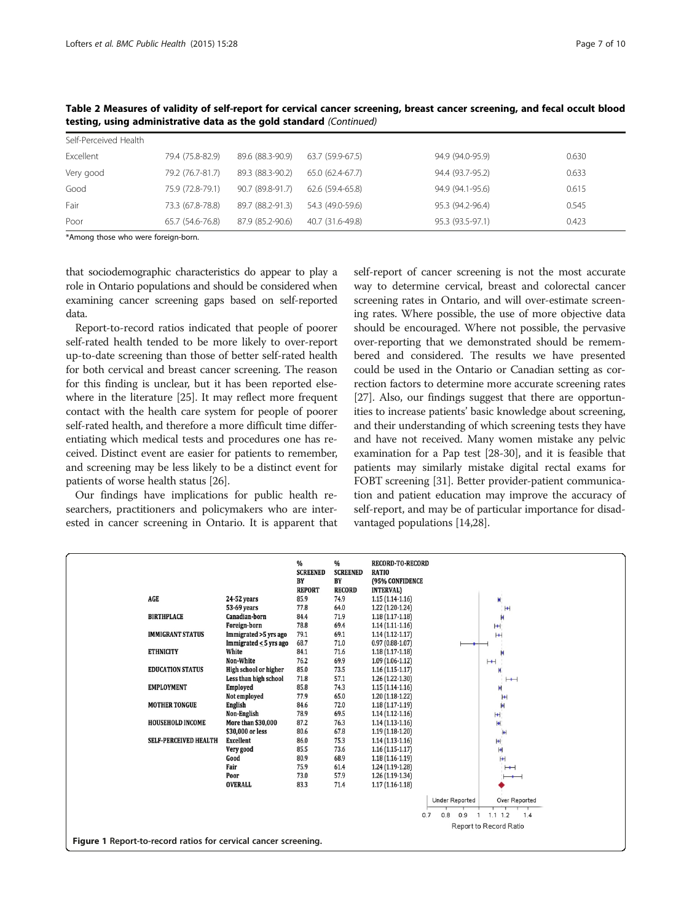**Table 2 Measures of validity of self-report for cervical cancer screening, breast cancer screening, and fecal occult blood testing, using administrative data as the gold standard** *(Continued)*

| Self-Perceived Health | | | | | |
|---|---|---|---|---|---|
| Excellent | 79.4 (75.8-82.9) | 89.6 (88.3-90.9) | 63.7 (59.9-67.5) | 94.9 (94.0-95.9) | 0.630 |
| Very good | 79.2 (76.7-81.7) | 89.3 (88.3-90.2) | 65.0 (62.4-67.7) | 94.4 (93.7-95.2) | 0.633 |
| Good | 75.9 (72.8-79.1) | 90.7 (89.8-91.7) | 62.6 (59.4-65.8) | 94.9 (94.1-95.6) | 0.615 |
| Fair | 73.3 (67.8-78.8) | 89.7 (88.2-91.3) | 54.3 (49.0-59.6) | 95.3 (94.2-96.4) | 0.545 |
| Poor | 65.7 (54.6-76.8) | 87.9 (85.2-90.6) | 40.7 (31.6-49.8) | 95.3 (93.5-97.1) | 0.423 |

*Among those who were foreign-born.

that sociodemographic characteristics do appear to play a role in Ontario populations and should be considered when examining cancer screening gaps based on self-reported data.

Report-to-record ratios indicated that people of poorer self-rated health tended to be more likely to over-report up-to-date screening than those of better self-rated health for both cervical and breast cancer screening. The reason for this finding is unclear, but it has been reported elsewhere in the literature [25]. It may reflect more frequent contact with the health care system for people of poorer self-rated health, and therefore a more difficult time differentiating which medical tests and procedures one has received. Distinct event are easier for patients to remember, and screening may be less likely to be a distinct event for patients of worse health status [26].

Our findings have implications for public health researchers, practitioners and policymakers who are interested in cancer screening in Ontario. It is apparent that self-report of cancer screening is not the most accurate way to determine cervical, breast and colorectal cancer screening rates in Ontario, and will over-estimate screening rates. Where possible, the use of more objective data should be encouraged. Where not possible, the pervasive over-reporting that we demonstrated should be remembered and considered. The results we have presented could be used in the Ontario or Canadian setting as correction factors to determine more accurate screening rates [27]. Also, our findings suggest that there are opportunities to increase patients' basic knowledge about screening, and their understanding of which screening tests they have and have not received. Many women mistake any pelvic examination for a Pap test [28-30], and it is feasible that patients may similarly mistake digital rectal exams for FOBT screening [31]. Better provider-patient communication and patient education may improve the accuracy of self-report, and may be of particular importance for disadvantaged populations [14,28].

| | | % SCREENED BY REPORT | % SCREENED BY RECORD | RECORD-TO-RECORD RATIO (95% CONFIDENCE INTERVAL) |
|---|---|---|---|---|
| AGE | 24-52 years | 85.9 | 74.9 | 1.15 (1.14-1.16) |
| | 53-69 years | 77.8 | 64.0 | 1.22 (1.20-1.24) |
| BIRTHPLACE | Canadian-born | 84.4 | 71.9 | 1.18 (1.17-1.18) |
| | Foreign-born | 78.8 | 69.4 | 1.14 (1.11-1.16) |
| IMMIGRANT STATUS | Immigrated >5 yrs ago | 79.1 | 69.1 | 1.14 (1.12-1.17) |
| | Immigrated ≤ 5 yrs ago | 68.7 | 71.0 | 0.97 (0.88-1.07) |
| ETHNICITY | White | 84.1 | 71.6 | 1.18 (1.17-1.18) |
| | Non-White | 76.2 | 69.9 | 1.09 (1.06-1.12) |
| EDUCATION STATUS | High school or higher | 85.0 | 73.5 | 1.16 (1.15-1.17) |
| | Less than high school | 71.8 | 57.1 | 1.26 (1.22-1.30) |
| EMPLOYMENT | Employed | 85.8 | 74.3 | 1.15 (1.14-1.16) |
| | Not employed | 77.9 | 65.0 | 1.20 (1.18-1.22) |
| MOTHER TONGUE | English | 84.6 | 72.0 | 1.18 (1.17-1.19) |
| | Non-English | 78.9 | 69.5 | 1.14 (1.12-1.16) |
| HOUSEHOLD INCOME | More than $30,000 | 87.2 | 76.3 | 1.14 (1.13-1.16) |
| | $30,000 or less | 80.6 | 67.8 | 1.19 (1.18-1.20) |
| SELF-PERCEIVED HEALTH | Excellent | 86.0 | 75.3 | 1.14 (1.13-1.16) |
| | Very good | 85.5 | 73.6 | 1.16 (1.15-1.17) |
| | Good | 80.9 | 68.9 | 1.18 (1.16-1.19) |
| | Fair | 75.9 | 61.4 | 1.24 (1.19-1.28) |
| | Poor | 73.0 | 57.9 | 1.26 (1.19-1.34) |
| | OVERALL | 83.3 | 71.4 | 1.17 (1.16-1.18) |

**Figure 1** Report-to-record ratios for cervical cancer screening.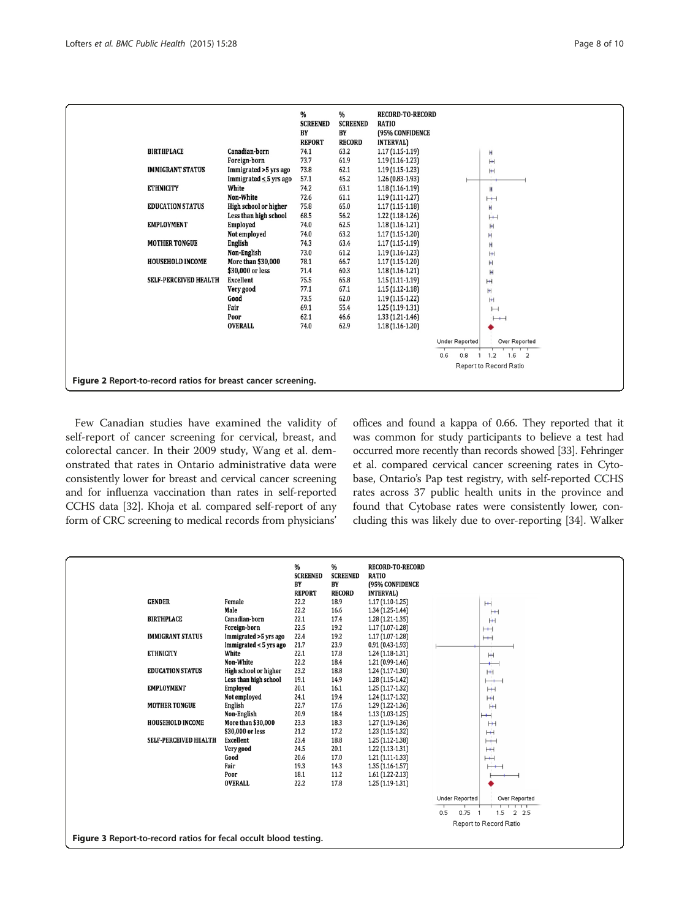| | | % SCREENED BY REPORT | % SCREENED BY RECORD | RECORD-TO-RECORD RATIO (95% CONFIDENCE INTERVAL) |
|---|---|---|---|---|
| BIRTHPLACE | Canadian-born | 74.1 | 63.2 | 1.17 (1.15-1.19) |
| | Foreign-born | 73.7 | 61.9 | 1.19 (1.16-1.23) |
| IMMIGRANT STATUS | Immigrated >5 yrs ago | 73.8 | 62.1 | 1.19 (1.15-1.23) |
| | Immigrated ≤ 5 yrs ago | 57.1 | 45.2 | 1.26 (0.83-1.93) |
| ETHNICITY | White | 74.2 | 63.1 | 1.18 (1.16-1.19) |
| | Non-White | 72.6 | 61.1 | 1.19 (1.11-1.27) |
| EDUCATION STATUS | High school or higher | 75.8 | 65.0 | 1.17 (1.15-1.18) |
| | Less than high school | 68.5 | 56.2 | 1.22 (1.18-1.26) |
| EMPLOYMENT | Employed | 74.0 | 62.5 | 1.18 (1.16-1.21) |
| | Not employed | 74.0 | 63.2 | 1.17 (1.15-1.20) |
| MOTHER TONGUE | English | 74.3 | 63.4 | 1.17 (1.15-1.19) |
| | Non-English | 73.0 | 61.2 | 1.19 (1.16-1.23) |
| HOUSEHOLD INCOME | More than $30,000 | 78.1 | 66.7 | 1.17 (1.15-1.20) |
| | $30,000 or less | 71.4 | 60.3 | 1.18 (1.16-1.21) |
| SELF-PERCEIVED HEALTH | Excellent | 75.5 | 65.8 | 1.15 (1.11-1.19) |
| | Very good | 77.1 | 67.1 | 1.15 (1.12-1.18) |
| | Good | 73.5 | 62.0 | 1.19 (1.15-1.22) |
| | Fair | 69.1 | 55.4 | 1.25 (1.19-1.31) |
| | Poor | 62.1 | 46.6 | 1.33 (1.21-1.46) |
| | OVERALL | 74.0 | 62.9 | 1.18 (1.16-1.20) |

Under Reported | Over Reported

0.6 0.8 1 1.2 1.6 2

Report to Record Ratio

**Figure 2** Report-to-record ratios for breast cancer screening.

Few Canadian studies have examined the validity of self-report of cancer screening for cervical, breast, and colorectal cancer. In their 2009 study, Wang et al. demonstrated that rates in Ontario administrative data were consistently lower for breast and cervical cancer screening and for influenza vaccination than rates in self-reported CCHS data [32]. Khoja et al. compared self-report of any form of CRC screening to medical records from physicians' offices and found a kappa of 0.66. They reported that it was common for study participants to believe a test had occurred more recently than records showed [33]. Fehringer et al. compared cervical cancer screening rates in Cytobase, Ontario's Pap test registry, with self-reported CCHS rates across 37 public health units in the province and found that Cytobase rates were consistently lower, concluding this was likely due to over-reporting [34]. Walker

| | | % SCREENED BY REPORT | % SCREENED BY RECORD | RECORD-TO-RECORD RATIO (95% CONFIDENCE INTERVAL) |
|---|---|---|---|---|
| GENDER | Female | 22.2 | 18.9 | 1.17 (1.10-1.25) |
| | Male | 22.2 | 16.6 | 1.34 (1.25-1.44) |
| BIRTHPLACE | Canadian-born | 22.1 | 17.4 | 1.28 (1.21-1.35) |
| | Foreign-born | 22.5 | 19.2 | 1.17 (1.07-1.28) |
| IMMIGRANT STATUS | Immigrated >5 yrs ago | 22.4 | 19.2 | 1.17 (1.07-1.28) |
| | Immigrated < 5 yrs ago | 21.7 | 23.9 | 0.91 (0.43-1.93) |
| ETHNICITY | White | 22.1 | 17.8 | 1.24 (1.18-1.31) |
| | Non-White | 22.2 | 18.4 | 1.21 (0.99-1.46) |
| EDUCATION STATUS | High school or higher | 23.2 | 18.8 | 1.24 (1.17-1.30) |
| | Less than high school | 19.1 | 14.9 | 1.28 (1.15-1.42) |
| EMPLOYMENT | Employed | 20.1 | 16.1 | 1.25 (1.17-1.32) |
| | Not employed | 24.1 | 19.4 | 1.24 (1.17-1.32) |
| MOTHER TONGUE | English | 22.7 | 17.6 | 1.29 (1.22-1.36) |
| | Non-English | 20.9 | 18.4 | 1.13 (1.03-1.25) |
| HOUSEHOLD INCOME | More than $30,000 | 23.3 | 18.3 | 1.27 (1.19-1.36) |
| | $30,000 or less | 21.2 | 17.2 | 1.23 (1.15-1.32) |
| SELF-PERCEIVED HEALTH | Excellent | 23.4 | 18.8 | 1.25 (1.12-1.38) |
| | Very good | 24.5 | 20.1 | 1.22 (1.13-1.31) |
| | Good | 20.6 | 17.0 | 1.21 (1.11-1.33) |
| | Fair | 19.3 | 14.3 | 1.35 (1.16-1.57) |
| | Poor | 18.1 | 11.2 | 1.61 (1.22-2.13) |
| | OVERALL | 22.2 | 17.8 | 1.25 (1.19-1.31) |

Under Reported | Over Reported

0.5 0.75 1 1.5 2 2.5

Report to Record Ratio

**Figure 3** Report-to-record ratios for fecal occult blood testing.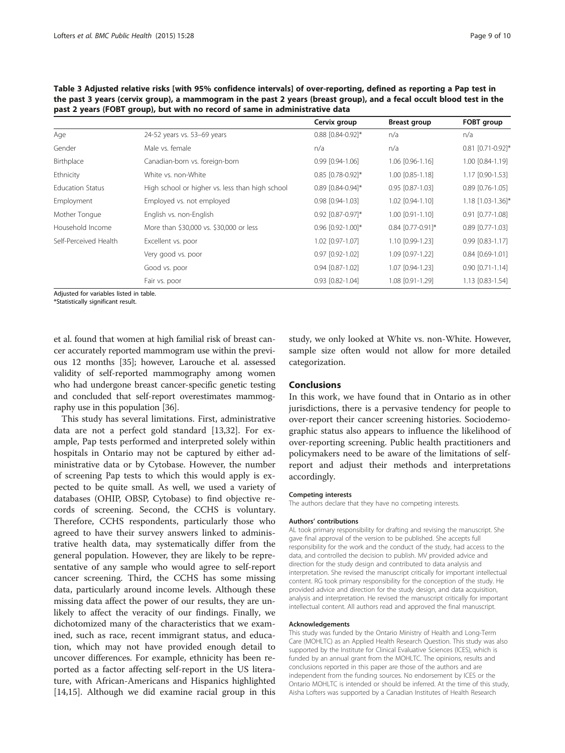**Table 3 Adjusted relative risks [with 95% confidence intervals] of over-reporting, defined as reporting a Pap test in the past 3 years (cervix group), a mammogram in the past 2 years (breast group), and a fecal occult blood test in the past 2 years (FOBT group), but with no record of same in administrative data**

| | | Cervix group | Breast group | FOBT group |
|---|---|---|---|---|
| Age | 24-52 years vs. 53–69 years | 0.88 [0.84-0.92]* | n/a | n/a |
| Gender | Male vs. female | n/a | n/a | 0.81 [0.71-0.92]* |
| Birthplace | Canadian-born vs. foreign-born | 0.99 [0.94-1.06] | 1.06 [0.96-1.16] | 1.00 [0.84-1.19] |
| Ethnicity | White vs. non-White | 0.85 [0.78-0.92]* | 1.00 [0.85-1.18] | 1.17 [0.90-1.53] |
| Education Status | High school or higher vs. less than high school | 0.89 [0.84-0.94]* | 0.95 [0.87-1.03] | 0.89 [0.76-1.05] |
| Employment | Employed vs. not employed | 0.98 [0.94-1.03] | 1.02 [0.94-1.10] | 1.18 [1.03-1.36]* |
| Mother Tongue | English vs. non-English | 0.92 [0.87-0.97]* | 1.00 [0.91-1.10] | 0.91 [0.77-1.08] |
| Household Income | More than $30,000 vs. $30,000 or less | 0.96 [0.92-1.00]* | 0.84 [0.77-0.91]* | 0.89 [0.77-1.03] |
| Self-Perceived Health | Excellent vs. poor | 1.02 [0.97-1.07] | 1.10 [0.99-1.23] | 0.99 [0.83-1.17] |
| | Very good vs. poor | 0.97 [0.92-1.02] | 1.09 [0.97-1.22] | 0.84 [0.69-1.01] |
| | Good vs. poor | 0.94 [0.87-1.02] | 1.07 [0.94-1.23] | 0.90 [0.71-1.14] |
| | Fair vs. poor | 0.93 [0.82-1.04] | 1.08 [0.91-1.29] | 1.13 [0.83-1.54] |

Adjusted for variables listed in table.
*Statistically significant result.

et al. found that women at high familial risk of breast cancer accurately reported mammogram use within the previous 12 months [35]; however, Larouche et al. assessed validity of self-reported mammography among women who had undergone breast cancer-specific genetic testing and concluded that self-report overestimates mammography use in this population [36].

This study has several limitations. First, administrative data are not a perfect gold standard [13,32]. For example, Pap tests performed and interpreted solely within hospitals in Ontario may not be captured by either administrative data or by Cytobase. However, the number of screening Pap tests to which this would apply is expected to be quite small. As well, we used a variety of databases (OHIP, OBSP, Cytobase) to find objective records of screening. Second, the CCHS is voluntary. Therefore, CCHS respondents, particularly those who agreed to have their survey answers linked to administrative health data, may systematically differ from the general population. However, they are likely to be representative of any sample who would agree to self-report cancer screening. Third, the CCHS has some missing data, particularly around income levels. Although these missing data affect the power of our results, they are unlikely to affect the veracity of our findings. Finally, we dichotomized many of the characteristics that we examined, such as race, recent immigrant status, and education, which may not have provided enough detail to uncover differences. For example, ethnicity has been reported as a factor affecting self-report in the US literature, with African-Americans and Hispanics highlighted [14,15]. Although we did examine racial group in this study, we only looked at White vs. non-White. However, sample size often would not allow for more detailed categorization.

## Conclusions

In this work, we have found that in Ontario as in other jurisdictions, there is a pervasive tendency for people to over-report their cancer screening histories. Sociodemographic status also appears to influence the likelihood of over-reporting screening. Public health practitioners and policymakers need to be aware of the limitations of self-report and adjust their methods and interpretations accordingly.

#### Competing interests

The authors declare that they have no competing interests.

#### Authors' contributions

AL took primary responsibility for drafting and revising the manuscript. She gave final approval of the version to be published. She accepts full responsibility for the work and the conduct of the study, had access to the data, and controlled the decision to publish. MV provided advice and direction for the study design and contributed to data analysis and interpretation. She revised the manuscript critically for important intellectual content. RG took primary responsibility for the conception of the study. He provided advice and direction for the study design, and data acquisition, analysis and interpretation. He revised the manuscript critically for important intellectual content. All authors read and approved the final manuscript.

#### Acknowledgements

This study was funded by the Ontario Ministry of Health and Long-Term Care (MOHLTC) as an Applied Health Research Question. This study was also supported by the Institute for Clinical Evaluative Sciences (ICES), which is funded by an annual grant from the MOHLTC. The opinions, results and conclusions reported in this paper are those of the authors and are independent from the funding sources. No endorsement by ICES or the Ontario MOHLTC is intended or should be inferred. At the time of this study, Aisha Lofters was supported by a Canadian Institutes of Health Research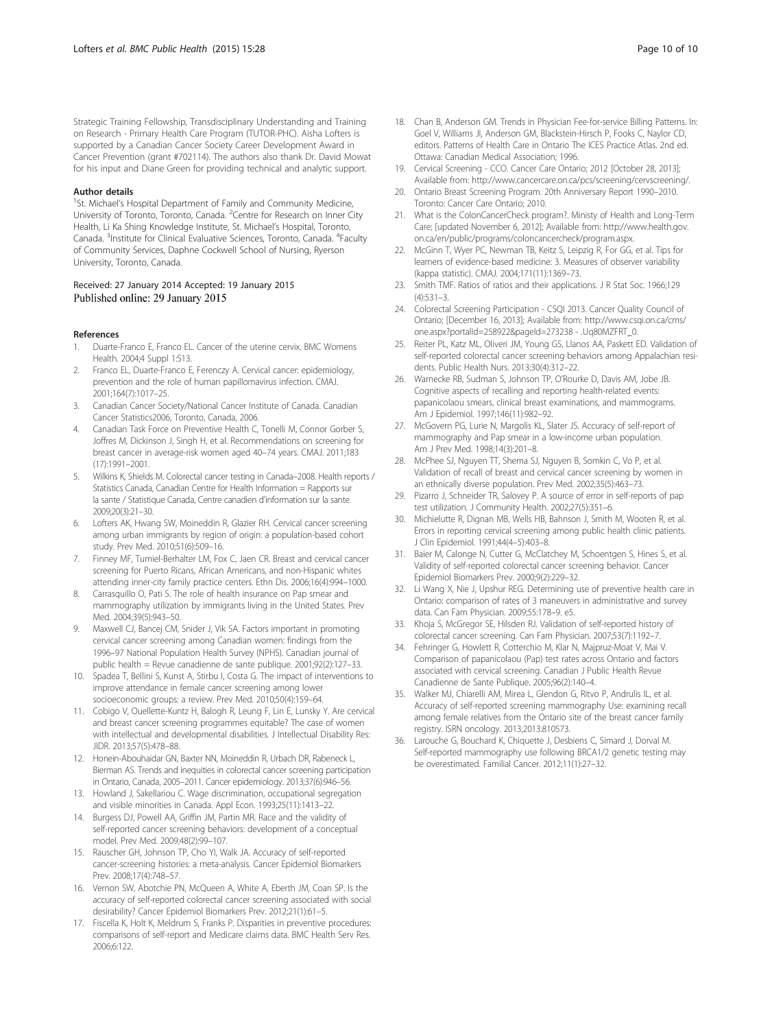Strategic Training Fellowship, Transdisciplinary Understanding and Training on Research - Primary Health Care Program (TUTOR-PHC). Aisha Lofters is supported by a Canadian Cancer Society Career Development Award in Cancer Prevention (grant #702114). The authors also thank Dr. David Mowat for his input and Diane Green for providing technical and analytic support.

#### Author details

[1]St. Michael's Hospital Department of Family and Community Medicine, University of Toronto, Toronto, Canada. [2]Centre for Research on Inner City Health, Li Ka Shing Knowledge Institute, St. Michael's Hospital, Toronto, Canada. [3]Institute for Clinical Evaluative Sciences, Toronto, Canada. [4]Faculty of Community Services, Daphne Cockwell School of Nursing, Ryerson University, Toronto, Canada.

Received: 27 January 2014 Accepted: 19 January 2015
Published online: 29 January 2015

#### References

1. Duarte-Franco E, Franco EL. Cancer of the uterine cervix. BMC Womens Health. 2004;4 Suppl 1:S13.
2. Franco EL, Duarte-Franco E, Ferenczy A. Cervical cancer: epidemiology, prevention and the role of human papillomavirus infection. CMAJ. 2001;164(7):1017–25.
3. Canadian Cancer Society/National Cancer Institute of Canada. Canadian Cancer Statistics2006, Toronto, Canada, 2006.
4. Canadian Task Force on Preventive Health C, Tonelli M, Connor Gorber S, Joffres M, Dickinson J, Singh H, et al. Recommendations on screening for breast cancer in average-risk women aged 40–74 years. CMAJ. 2011;183(17):1991–2001.
5. Wilkins K, Shields M. Colorectal cancer testing in Canada–2008. Health reports / Statistics Canada, Canadian Centre for Health Information = Rapports sur la sante / Statistique Canada, Centre canadien d'information sur la sante. 2009;20(3):21–30.
6. Lofters AK, Hwang SW, Moineddin R, Glazier RH. Cervical cancer screening among urban immigrants by region of origin: a population-based cohort study. Prev Med. 2010;51(6):509–16.
7. Finney MF, Tumiel-Berhalter LM, Fox C, Jaen CR. Breast and cervical cancer screening for Puerto Ricans, African Americans, and non-Hispanic whites attending inner-city family practice centers. Ethn Dis. 2006;16(4):994–1000.
8. Carrasquillo O, Pati S. The role of health insurance on Pap smear and mammography utilization by immigrants living in the United States. Prev Med. 2004;39(5):943–50.
9. Maxwell CJ, Bancej CM, Snider J, Vik SA. Factors important in promoting cervical cancer screening among Canadian women: findings from the 1996–97 National Population Health Survey (NPHS). Canadian journal of public health = Revue canadienne de sante publique. 2001;92(2):127–33.
10. Spadea T, Bellini S, Kunst A, Stirbu I, Costa G. The impact of interventions to improve attendance in female cancer screening among lower socioeconomic groups: a review. Prev Med. 2010;50(4):159–64.
11. Cobigo V, Ouellette-Kuntz H, Balogh R, Leung F, Lin E, Lunsky Y. Are cervical and breast cancer screening programmes equitable? The case of women with intellectual and developmental disabilities. J Intellectual Disability Res: JIDR. 2013;57(5):478–88.
12. Honein-Abouhaidar GN, Baxter NN, Moineddin R, Urbach DR, Rabeneck L, Bierman AS. Trends and inequities in colorectal cancer screening participation in Ontario, Canada, 2005–2011. Cancer epidemiology. 2013;37(6):946–56.
13. Howland J, Sakellariou C. Wage discrimination, occupational segregation and visible minorities in Canada. Appl Econ. 1993;25(11):1413–22.
14. Burgess DJ, Powell AA, Griffin JM, Partin MR. Race and the validity of self-reported cancer screening behaviors: development of a conceptual model. Prev Med. 2009;48(2):99–107.
15. Rauscher GH, Johnson TP, Cho YI, Walk JA. Accuracy of self-reported cancer-screening histories: a meta-analysis. Cancer Epidemiol Biomarkers Prev. 2008;17(4):748–57.
16. Vernon SW, Abotchie PN, McQueen A, White A, Eberth JM, Coan SP. Is the accuracy of self-reported colorectal cancer screening associated with social desirability? Cancer Epidemiol Biomarkers Prev. 2012;21(1):61–5.
17. Fiscella K, Holt K, Meldrum S, Franks P. Disparities in preventive procedures: comparisons of self-report and Medicare claims data. BMC Health Serv Res. 2006;6:122.
18. Chan B, Anderson GM. Trends in Physician Fee-for-service Billing Patterns. In: Goel V, Williams JI, Anderson GM, Blackstein-Hirsch P, Fooks C, Naylor CD, editors. Patterns of Health Care in Ontario The ICES Practice Atlas. 2nd ed. Ottawa: Canadian Medical Association; 1996.
19. Cervical Screening - CCO. Cancer Care Ontario; 2012 [October 28, 2013]; Available from: http://www.cancercare.on.ca/pcs/screening/cervscreening/.
20. Ontario Breast Screening Program. 20th Anniversary Report 1990–2010. Toronto: Cancer Care Ontario; 2010.
21. What is the ColonCancerCheck program?. Ministy of Health and Long-Term Care; [updated November 6, 2012]; Available from: http://www.health.gov.on.ca/en/public/programs/coloncancercheck/program.aspx.
22. McGinn T, Wyer PC, Newman TB, Keitz S, Leipzig R, For GG, et al. Tips for learners of evidence-based medicine: 3. Measures of observer variability (kappa statistic). CMAJ. 2004;171(11):1369–73.
23. Smith TMF. Ratios of ratios and their applications. J R Stat Soc. 1966;129(4):531–3.
24. Colorectal Screening Participation - CSQI 2013. Cancer Quality Council of Ontario; [December 16, 2013]; Available from: http://www.csqi.on.ca/cms/one.aspx?portalId=258922&pageId=273238 - .Uq80MZFRT_0.
25. Reiter PL, Katz ML, Oliveri JM, Young GS, Llanos AA, Paskett ED. Validation of self-reported colorectal cancer screening behaviors among Appalachian residents. Public Health Nurs. 2013;30(4):312–22.
26. Warnecke RB, Sudman S, Johnson TP, O'Rourke D, Davis AM, Jobe JB. Cognitive aspects of recalling and reporting health-related events: papanicolaou smears, clinical breast examinations, and mammograms. Am J Epidemiol. 1997;146(11):982–92.
27. McGovern PG, Lurie N, Margolis KL, Slater JS. Accuracy of self-report of mammography and Pap smear in a low-income urban population. Am J Prev Med. 1998;14(3):201–8.
28. McPhee SJ, Nguyen TT, Shema SJ, Nguyen B, Somkin C, Vo P, et al. Validation of recall of breast and cervical cancer screening by women in an ethnically diverse population. Prev Med. 2002;35(5):463–73.
29. Pizarro J, Schneider TR, Salovey P. A source of error in self-reports of pap test utilization. J Community Health. 2002;27(5):351–6.
30. Michielutte R, Dignan MB, Wells HB, Bahnson J, Smith M, Wooten R, et al. Errors in reporting cervical screening among public health clinic patients. J Clin Epidemiol. 1991;44(4–5):403–8.
31. Baier M, Calonge N, Cutter G, McClatchey M, Schoentgen S, Hines S, et al. Validity of self-reported colorectal cancer screening behavior. Cancer Epidemiol Biomarkers Prev. 2000;9(2):229–32.
32. Li Wang X, Nie J, Upshur REG. Determining use of preventive health care in Ontario: comparison of rates of 3 maneuvers in administrative and survey data. Can Fam Physician. 2009;55:178–9. e5.
33. Khoja S, McGregor SE, Hilsden RJ. Validation of self-reported history of colorectal cancer screening. Can Fam Physician. 2007;53(7):1192–7.
34. Fehringer G, Howlett R, Cotterchio M, Klar N, Majpruz-Moat V, Mai V. Comparison of papanicolaou (Pap) test rates across Ontario and factors associated with cervical screening. Canadian J Public Health Revue Canadienne de Sante Publique. 2005;96(2):140–4.
35. Walker MJ, Chiarelli AM, Mirea L, Glendon G, Ritvo P, Andrulis IL, et al. Accuracy of self-reported screening mammography Use: examining recall among female relatives from the Ontario site of the breast cancer family registry. ISRN oncology. 2013;2013:810573.
36. Larouche G, Bouchard K, Chiquette J, Desbiens C, Simard J, Dorval M. Self-reported mammography use following BRCA1/2 genetic testing may be overestimated. Familial Cancer. 2012;11(1):27–32.